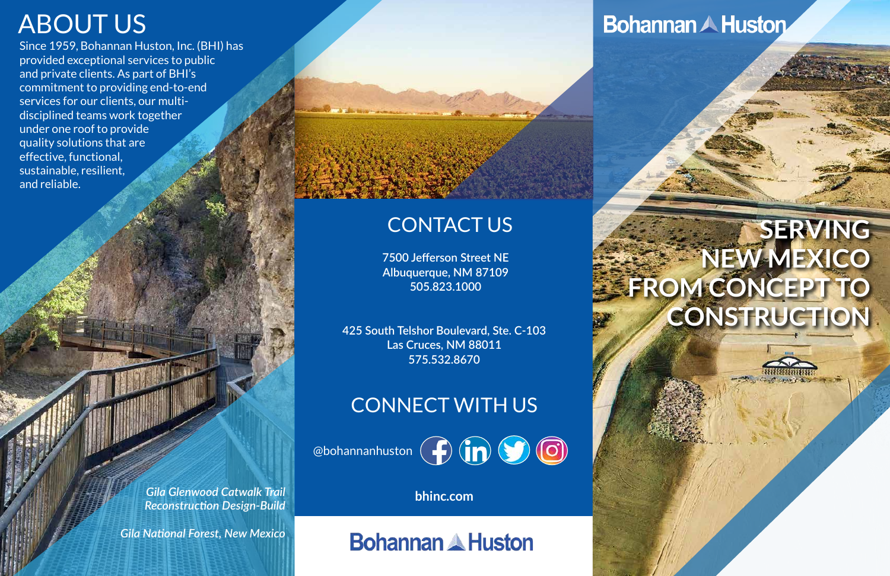# ABOUT US

Since 1959, Bohannan Huston, Inc. (BHI) has provided exceptional services to public and private clients. As part of BHI's commitment to providing end-to-end services for our clients, our multi-disciplined teams work together under one roof to provide quality solutions that are effective, functional, sustainable, resilient, and reliable.

*Gila Glenwood Catwalk Trail Reconstruction Design-Build*

*Gila National Forest, New Mexico*

## CONTACT US

7500 Jefferson Street NE
Albuquerque, NM 87109
505.823.1000

425 South Telshor Boulevard, Ste. C-103
Las Cruces, NM 88011
575.532.8670

## CONNECT WITH US

@bohannanhuston

**bhinc.com**

Bohannan Huston

Bohannan Huston

# SERVING NEW MEXICO FROM CONCEPT TO CONSTRUCTION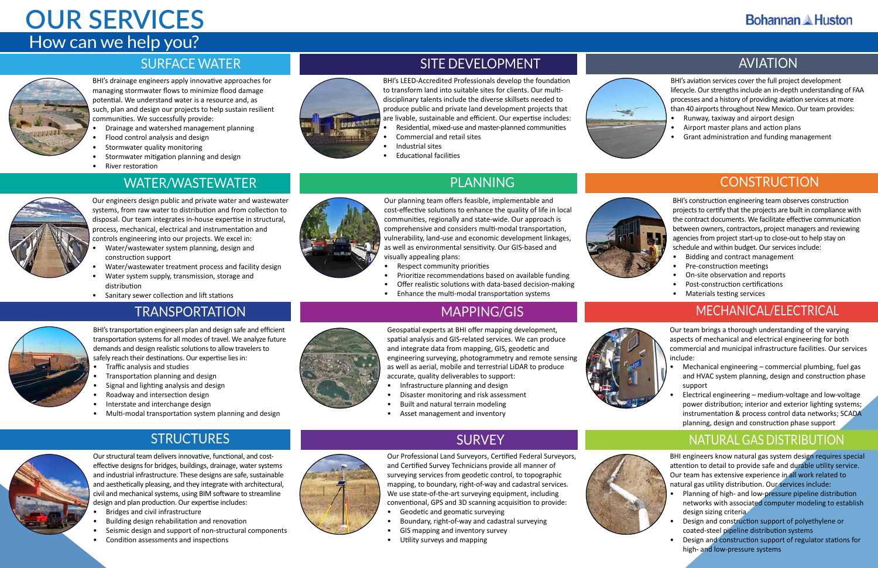# OUR SERVICES

How can we help you?

Bohannan Huston

## SURFACE WATER

BHI's drainage engineers apply innovative approaches for managing stormwater flows to minimize flood damage potential. We understand water is a resource and, as such, plan and design our projects to help sustain resilient communities. We successfully provide:

- Drainage and watershed management planning
- Flood control analysis and design
- Stormwater quality monitoring
- Stormwater mitigation planning and design
- River restoration

## SITE DEVELOPMENT

BHI's LEED-Accredited Professionals develop the foundation to transform land into suitable sites for clients. Our multi-disciplinary talents include the diverse skillsets needed to produce public and private land development projects that are livable, sustainable and efficient. Our expertise includes:

- Residential, mixed-use and master-planned communities
- Commercial and retail sites
- Industrial sites
- Educational facilities

## AVIATION

BHI's aviation services cover the full project development lifecycle. Our strengths include an in-depth understanding of FAA processes and a history of providing aviation services at more than 40 airports throughout New Mexico. Our team provides:

- Runway, taxiway and airport design
- Airport master plans and action plans
- Grant administration and funding management

## WATER/WASTEWATER

Our engineers design public and private water and wastewater systems, from raw water to distribution and from collection to disposal. Our team integrates in-house expertise in structural, process, mechanical, electrical and instrumentation and controls engineering into our projects. We excel in:

- Water/wastewater system planning, design and construction support
- Water/wastewater treatment process and facility design
- Water system supply, transmission, storage and distribution
- Sanitary sewer collection and lift stations

## PLANNING

Our planning team offers feasible, implementable and cost-effective solutions to enhance the quality of life in local communities, regionally and state-wide. Our approach is comprehensive and considers multi-modal transportation, vulnerability, land-use and economic development linkages, as well as environmental sensitivity. Our GIS-based and visually appealing plans:

- Respect community priorities
- Prioritize recommendations based on available funding
- Offer realistic solutions with data-based decision-making
- Enhance the multi-modal transportation systems

## CONSTRUCTION

BHI's construction engineering team observes construction projects to certify that the projects are built in compliance with the contract documents. We facilitate effective communication between owners, contractors, project managers and reviewing agencies from project start-up to close-out to help stay on schedule and within budget. Our services include:

- Bidding and contract management
- Pre-construction meetings
- On-site observation and reports
- Post-construction certifications
- Materials testing services

## TRANSPORTATION

BHI's transportation engineers plan and design safe and efficient transportation systems for all modes of travel. We analyze future demands and design realistic solutions to allow travelers to safely reach their destinations. Our expertise lies in:

- Traffic analysis and studies
- Transportation planning and design
- Signal and lighting analysis and design
- Roadway and intersection design
- Interstate and interchange design
- Multi-modal transportation system planning and design

## MAPPING/GIS

Geospatial experts at BHI offer mapping development, spatial analysis and GIS-related services. We can produce and integrate data from mapping, GIS, geodetic and engineering surveying, photogrammetry and remote sensing as well as aerial, mobile and terrestrial LiDAR to produce accurate, quality deliverables to support:

- Infrastructure planning and design
- Disaster monitoring and risk assessment
- Built and natural terrain modeling
- Asset management and inventory

## MECHANICAL/ELECTRICAL

Our team brings a thorough understanding of the varying aspects of mechanical and electrical engineering for both commercial and municipal infrastructure facilities. Our services include:

- Mechanical engineering – commercial plumbing, fuel gas and HVAC system planning, design and construction phase support
- Electrical engineering – medium-voltage and low-voltage power distribution; interior and exterior lighting systems; instrumentation & process control data networks; SCADA planning, design and construction phase support

## STRUCTURES

Our structural team delivers innovative, functional, and cost-effective designs for bridges, buildings, drainage, water systems and industrial infrastructure. These designs are safe, sustainable and aesthetically pleasing, and they integrate with architectural, civil and mechanical systems, using BIM software to streamline design and plan production. Our expertise includes:

- Bridges and civil infrastructure
- Building design rehabilitation and renovation
- Seismic design and support of non-structural components
- Condition assessments and inspections

## SURVEY

Our Professional Land Surveyors, Certified Federal Surveyors, and Certified Survey Technicians provide all manner of surveying services from geodetic control, to topographic mapping, to boundary, right-of-way and cadastral services. We use state-of-the-art surveying equipment, including conventional, GPS and 3D scanning acquisition to provide:

- Geodetic and geomatic surveying
- Boundary, right-of-way and cadastral surveying
- GIS mapping and inventory survey
- Utility surveys and mapping

## NATURAL GAS DISTRIBUTION

BHI engineers know natural gas system design requires special attention to detail to provide safe and durable utility service. Our team has extensive experience in all work related to natural gas utility distribution. Our services include:

- Planning of high- and low-pressure pipeline distribution networks with associated computer modeling to establish design sizing criteria
- Design and construction support of polyethylene or coated-steel pipeline distribution systems
- Design and construction support of regulator stations for high- and low-pressure systems